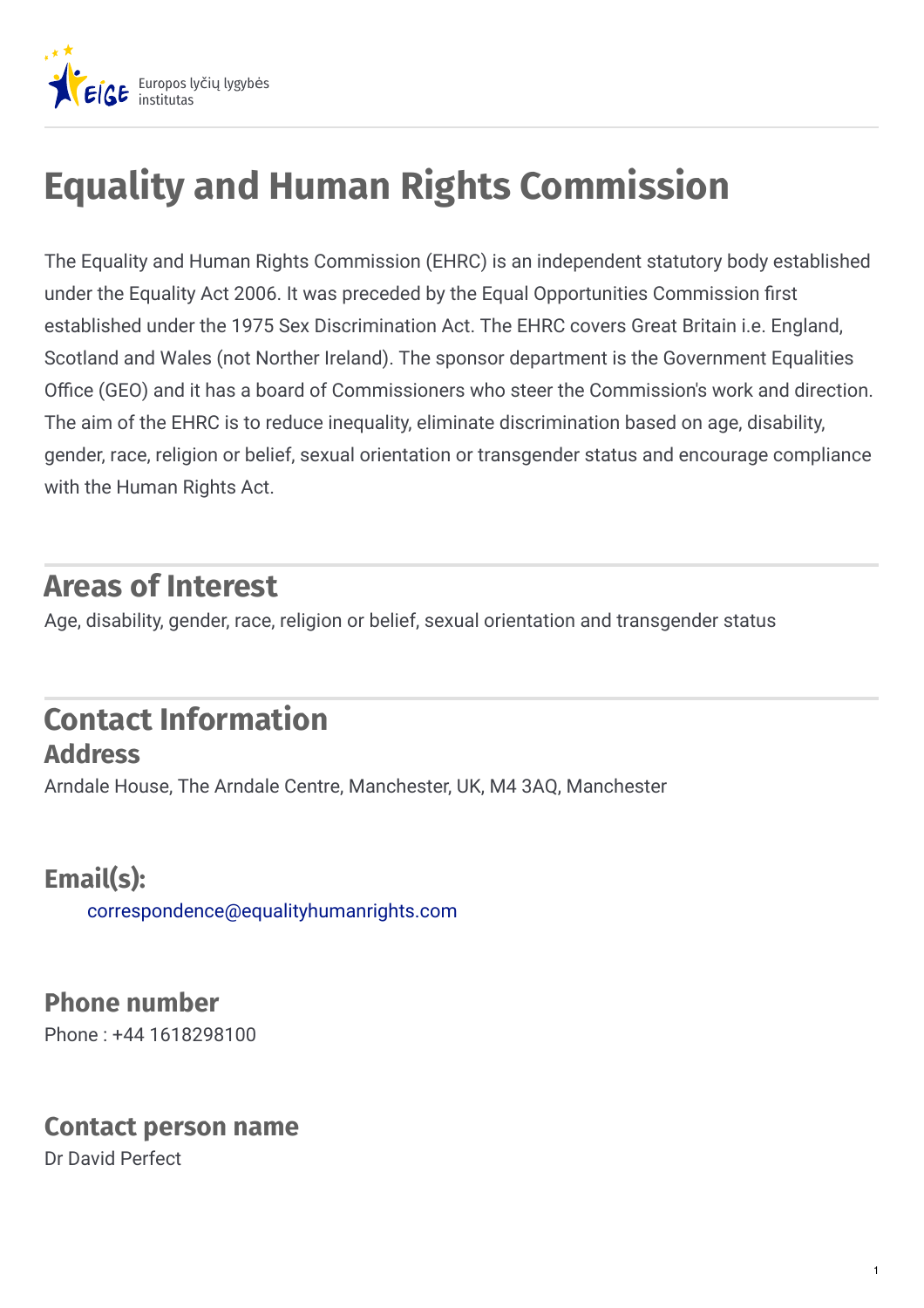# Equality and Human Rights Commission

The Equality and Human Rights Commission (EHRC) is an independent statutory body established under the Equality Act 2006. It was preceded by the Equal Opportunities Commission first established under the 1975 Sex Discrimination Act. The EHRC covers Great Britain i.e. England, Scotland and Wales (not Norther Ireland). The sponsor department is the Government Equalities Office (GEO) and it has a board of Commissioners who steer the Commission's work and direction. The aim of the EHRC is to reduce inequality, eliminate discrimination based on age, disability, gender, race, religion or belief, sexual orientation or transgender status and encourage compliance with the Human Rights Act.

## Areas of Interest

Age, disability, gender, race, religion or belief, sexual orientation and transgender status

## Contact Information

### Address

Arndale House, The Arndale Centre, Manchester, UK, M4 3AQ, Manchester

### Email(s):

correspondence@equalityhumanrights.com

### Phone number

Phone : +44 1618298100

### Contact person name

Dr David Perfect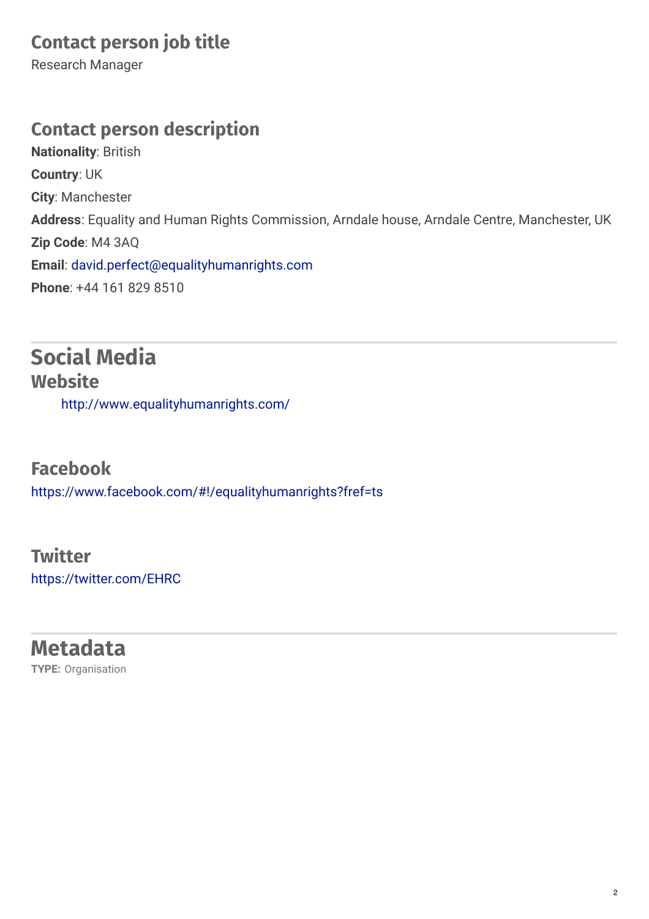## Contact person job title

Research Manager

## Contact person description

**Nationality**: British

**Country**: UK

**City**: Manchester

**Address**: Equality and Human Rights Commission, Arndale house, Arndale Centre, Manchester, UK

**Zip Code**: M4 3AQ

**Email**: david.perfect@equalityhumanrights.com

**Phone**: +44 161 829 8510

# Social Media

## Website

http://www.equalityhumanrights.com/

## Facebook

https://www.facebook.com/#!/equalityhumanrights?fref=ts

## Twitter

https://twitter.com/EHRC

# Metadata

**TYPE:** Organisation